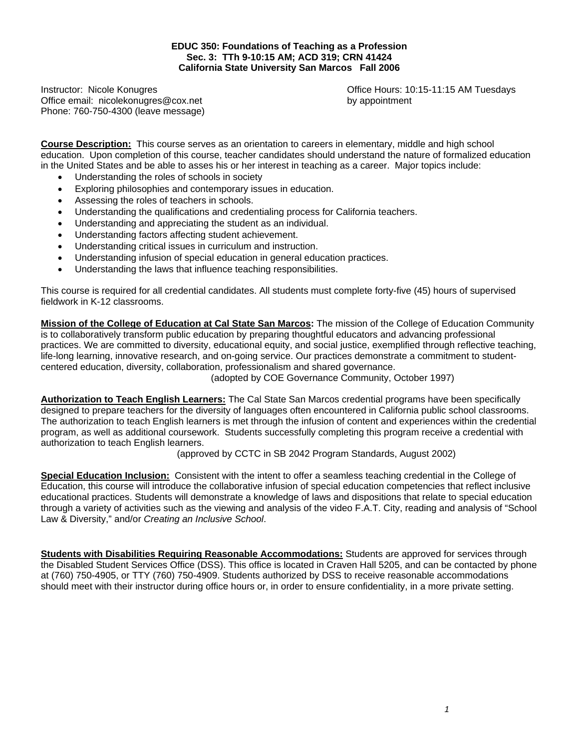**EDUC 350: Foundations of Teaching as a Profession**
**Sec. 3: TTh 9-10:15 AM; ACD 319; CRN 41424**
**California State University San Marcos Fall 2006**

Instructor: Nicole Konugres
Office email: nicolekonugres@cox.net
Phone: 760-750-4300 (leave message)

Office Hours: 10:15-11:15 AM Tuesdays
by appointment

**Course Description:** This course serves as an orientation to careers in elementary, middle and high school education. Upon completion of this course, teacher candidates should understand the nature of formalized education in the United States and be able to asses his or her interest in teaching as a career. Major topics include:

- Understanding the roles of schools in society
- Exploring philosophies and contemporary issues in education.
- Assessing the roles of teachers in schools.
- Understanding the qualifications and credentialing process for California teachers.
- Understanding and appreciating the student as an individual.
- Understanding factors affecting student achievement.
- Understanding critical issues in curriculum and instruction.
- Understanding infusion of special education in general education practices.
- Understanding the laws that influence teaching responsibilities.

This course is required for all credential candidates. All students must complete forty-five (45) hours of supervised fieldwork in K-12 classrooms.

**Mission of the College of Education at Cal State San Marcos:** The mission of the College of Education Community is to collaboratively transform public education by preparing thoughtful educators and advancing professional practices. We are committed to diversity, educational equity, and social justice, exemplified through reflective teaching, life-long learning, innovative research, and on-going service. Our practices demonstrate a commitment to student-centered education, diversity, collaboration, professionalism and shared governance.
(adopted by COE Governance Community, October 1997)

**Authorization to Teach English Learners:** The Cal State San Marcos credential programs have been specifically designed to prepare teachers for the diversity of languages often encountered in California public school classrooms. The authorization to teach English learners is met through the infusion of content and experiences within the credential program, as well as additional coursework. Students successfully completing this program receive a credential with authorization to teach English learners.
(approved by CCTC in SB 2042 Program Standards, August 2002)

**Special Education Inclusion:** Consistent with the intent to offer a seamless teaching credential in the College of Education, this course will introduce the collaborative infusion of special education competencies that reflect inclusive educational practices. Students will demonstrate a knowledge of laws and dispositions that relate to special education through a variety of activities such as the viewing and analysis of the video F.A.T. City, reading and analysis of "School Law & Diversity," and/or *Creating an Inclusive School*.

**Students with Disabilities Requiring Reasonable Accommodations:** Students are approved for services through the Disabled Student Services Office (DSS). This office is located in Craven Hall 5205, and can be contacted by phone at (760) 750-4905, or TTY (760) 750-4909. Students authorized by DSS to receive reasonable accommodations should meet with their instructor during office hours or, in order to ensure confidentiality, in a more private setting.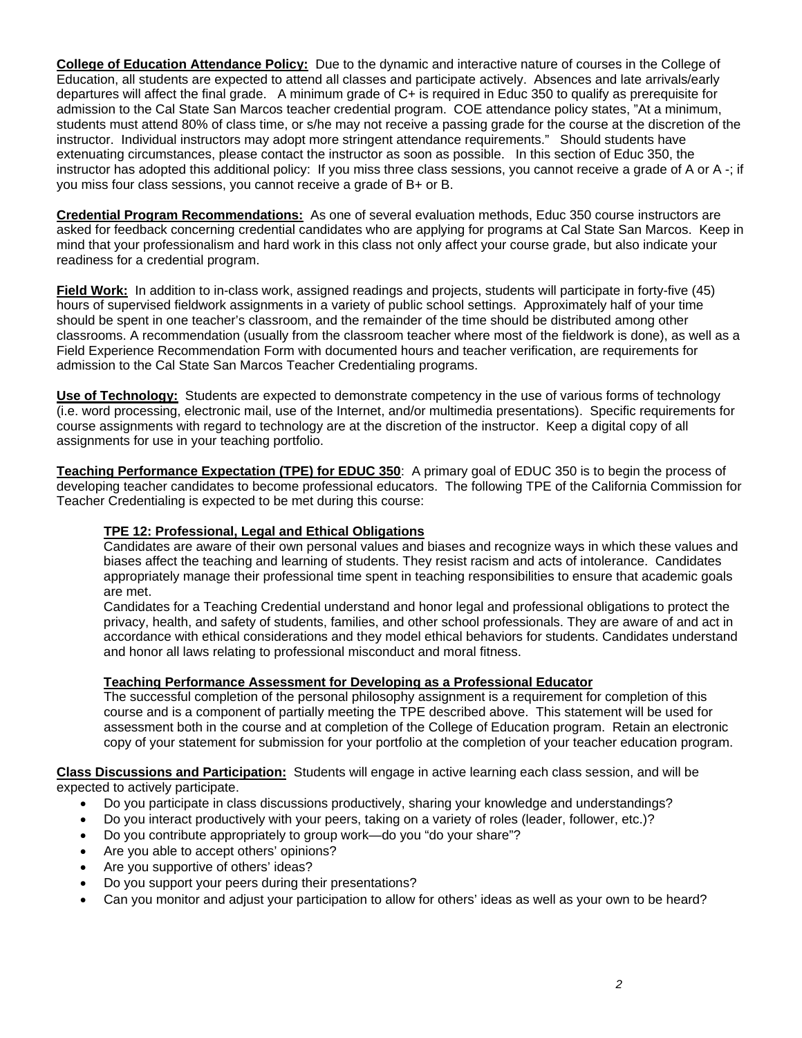**College of Education Attendance Policy:** Due to the dynamic and interactive nature of courses in the College of Education, all students are expected to attend all classes and participate actively. Absences and late arrivals/early departures will affect the final grade. A minimum grade of C+ is required in Educ 350 to qualify as prerequisite for admission to the Cal State San Marcos teacher credential program. COE attendance policy states, "At a minimum, students must attend 80% of class time, or s/he may not receive a passing grade for the course at the discretion of the instructor. Individual instructors may adopt more stringent attendance requirements." Should students have extenuating circumstances, please contact the instructor as soon as possible. In this section of Educ 350, the instructor has adopted this additional policy: If you miss three class sessions, you cannot receive a grade of A or A -; if you miss four class sessions, you cannot receive a grade of B+ or B.

**Credential Program Recommendations:** As one of several evaluation methods, Educ 350 course instructors are asked for feedback concerning credential candidates who are applying for programs at Cal State San Marcos. Keep in mind that your professionalism and hard work in this class not only affect your course grade, but also indicate your readiness for a credential program.

**Field Work:** In addition to in-class work, assigned readings and projects, students will participate in forty-five (45) hours of supervised fieldwork assignments in a variety of public school settings. Approximately half of your time should be spent in one teacher's classroom, and the remainder of the time should be distributed among other classrooms. A recommendation (usually from the classroom teacher where most of the fieldwork is done), as well as a Field Experience Recommendation Form with documented hours and teacher verification, are requirements for admission to the Cal State San Marcos Teacher Credentialing programs.

**Use of Technology:** Students are expected to demonstrate competency in the use of various forms of technology (i.e. word processing, electronic mail, use of the Internet, and/or multimedia presentations). Specific requirements for course assignments with regard to technology are at the discretion of the instructor. Keep a digital copy of all assignments for use in your teaching portfolio.

**Teaching Performance Expectation (TPE) for EDUC 350**: A primary goal of EDUC 350 is to begin the process of developing teacher candidates to become professional educators. The following TPE of the California Commission for Teacher Credentialing is expected to be met during this course:

**TPE 12: Professional, Legal and Ethical Obligations**

Candidates are aware of their own personal values and biases and recognize ways in which these values and biases affect the teaching and learning of students. They resist racism and acts of intolerance. Candidates appropriately manage their professional time spent in teaching responsibilities to ensure that academic goals are met.

Candidates for a Teaching Credential understand and honor legal and professional obligations to protect the privacy, health, and safety of students, families, and other school professionals. They are aware of and act in accordance with ethical considerations and they model ethical behaviors for students. Candidates understand and honor all laws relating to professional misconduct and moral fitness.

**Teaching Performance Assessment for Developing as a Professional Educator**

The successful completion of the personal philosophy assignment is a requirement for completion of this course and is a component of partially meeting the TPE described above. This statement will be used for assessment both in the course and at completion of the College of Education program. Retain an electronic copy of your statement for submission for your portfolio at the completion of your teacher education program.

**Class Discussions and Participation:** Students will engage in active learning each class session, and will be expected to actively participate.

- Do you participate in class discussions productively, sharing your knowledge and understandings?
- Do you interact productively with your peers, taking on a variety of roles (leader, follower, etc.)?
- Do you contribute appropriately to group work—do you "do your share"?
- Are you able to accept others' opinions?
- Are you supportive of others' ideas?
- Do you support your peers during their presentations?
- Can you monitor and adjust your participation to allow for others' ideas as well as your own to be heard?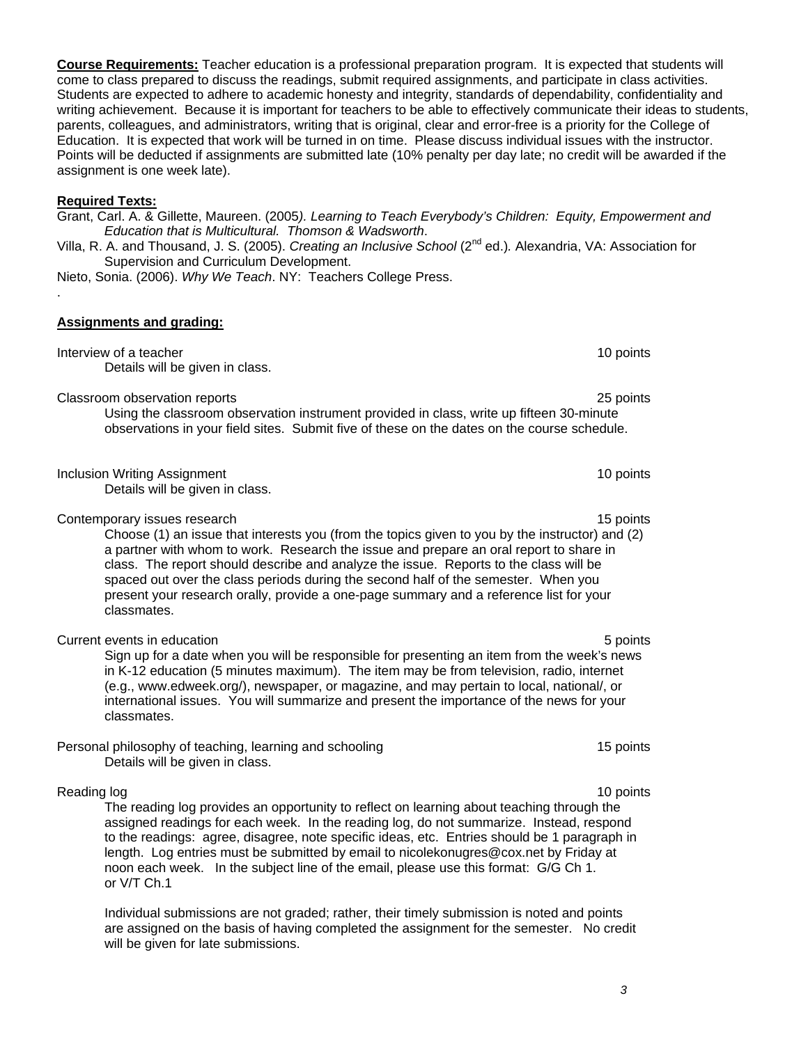**Course Requirements:** Teacher education is a professional preparation program. It is expected that students will come to class prepared to discuss the readings, submit required assignments, and participate in class activities. Students are expected to adhere to academic honesty and integrity, standards of dependability, confidentiality and writing achievement. Because it is important for teachers to be able to effectively communicate their ideas to students, parents, colleagues, and administrators, writing that is original, clear and error-free is a priority for the College of Education. It is expected that work will be turned in on time. Please discuss individual issues with the instructor. Points will be deducted if assignments are submitted late (10% penalty per day late; no credit will be awarded if the assignment is one week late).

**Required Texts:**

Grant, Carl. A. & Gillette, Maureen. (2005*). Learning to Teach Everybody's Children: Equity, Empowerment and Education that is Multicultural. Thomson & Wadsworth*.

Villa, R. A. and Thousand, J. S. (2005). *Creating an Inclusive School* (2nd ed.)*.* Alexandria, VA: Association for Supervision and Curriculum Development.

Nieto, Sonia. (2006). *Why We Teach*. NY: Teachers College Press.

.

**Assignments and grading:**

Interview of a teacher — 10 points

Details will be given in class.

Classroom observation reports — 25 points

Using the classroom observation instrument provided in class, write up fifteen 30-minute observations in your field sites. Submit five of these on the dates on the course schedule.

Inclusion Writing Assignment — 10 points

Details will be given in class.

Contemporary issues research — 15 points

Choose (1) an issue that interests you (from the topics given to you by the instructor) and (2) a partner with whom to work. Research the issue and prepare an oral report to share in class. The report should describe and analyze the issue. Reports to the class will be spaced out over the class periods during the second half of the semester. When you present your research orally, provide a one-page summary and a reference list for your classmates.

Current events in education — 5 points

Sign up for a date when you will be responsible for presenting an item from the week's news in K-12 education (5 minutes maximum). The item may be from television, radio, internet (e.g., www.edweek.org/), newspaper, or magazine, and may pertain to local, national/, or international issues. You will summarize and present the importance of the news for your classmates.

Personal philosophy of teaching, learning and schooling — 15 points

Details will be given in class.

Reading log — 10 points

The reading log provides an opportunity to reflect on learning about teaching through the assigned readings for each week. In the reading log, do not summarize. Instead, respond to the readings: agree, disagree, note specific ideas, etc. Entries should be 1 paragraph in length. Log entries must be submitted by email to nicolekonugres@cox.net by Friday at noon each week. In the subject line of the email, please use this format: G/G Ch 1. or V/T Ch.1

Individual submissions are not graded; rather, their timely submission is noted and points are assigned on the basis of having completed the assignment for the semester. No credit will be given for late submissions.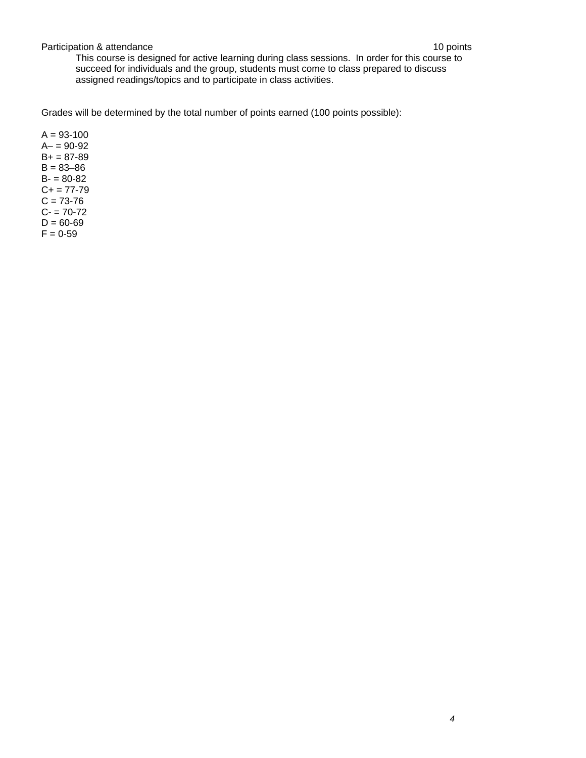Participation & attendance 10 points

This course is designed for active learning during class sessions. In order for this course to succeed for individuals and the group, students must come to class prepared to discuss assigned readings/topics and to participate in class activities.

Grades will be determined by the total number of points earned (100 points possible):

A = 93-100
A– = 90-92
B+ = 87-89
B = 83–86
B- = 80-82
C+ = 77-79
C = 73-76
C- = 70-72
D = 60-69
F = 0-59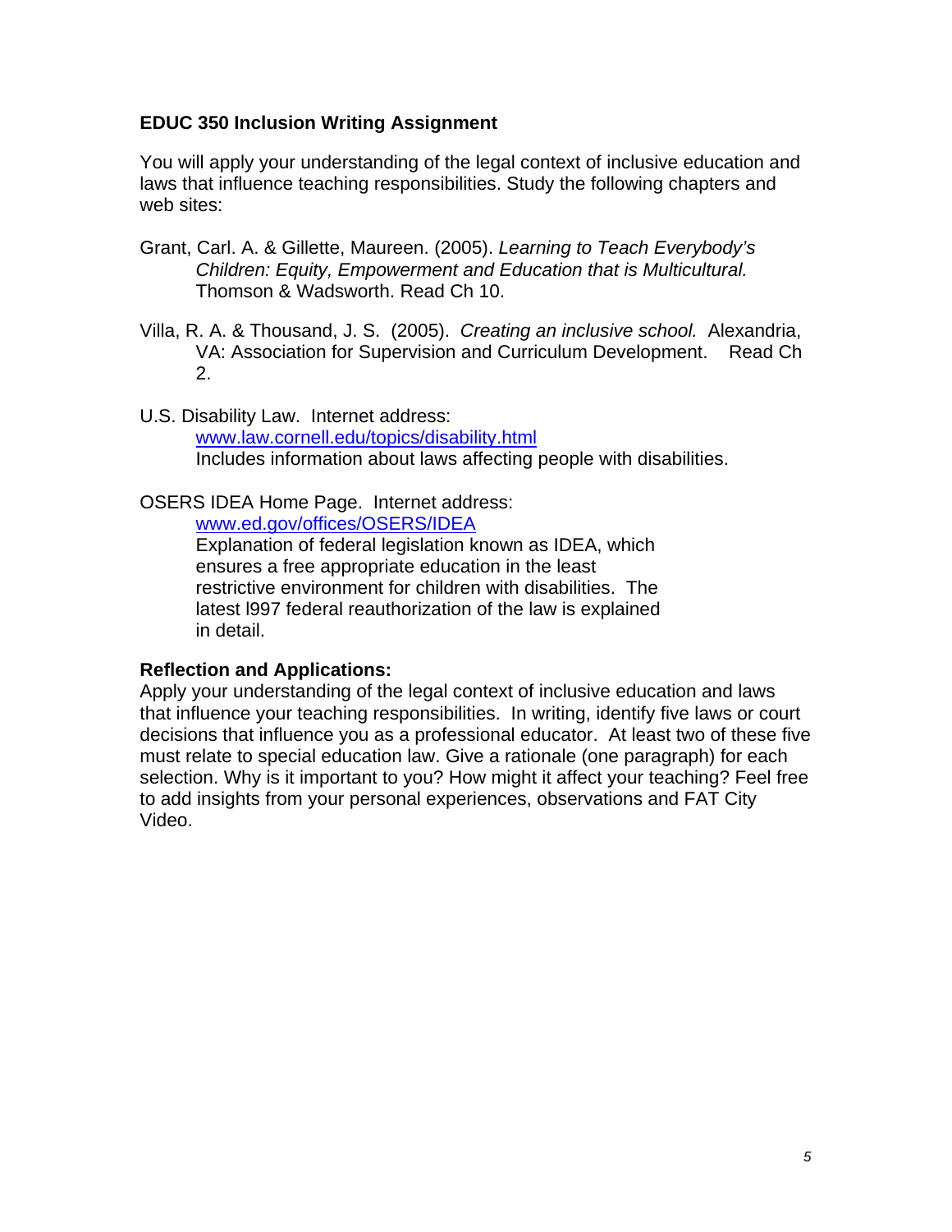## EDUC 350 Inclusion Writing Assignment

You will apply your understanding of the legal context of inclusive education and laws that influence teaching responsibilities. Study the following chapters and web sites:

Grant, Carl. A. & Gillette, Maureen. (2005). *Learning to Teach Everybody's Children: Equity, Empowerment and Education that is Multicultural.* Thomson & Wadsworth. Read Ch 10.

Villa, R. A. & Thousand, J. S. (2005). *Creating an inclusive school.* Alexandria, VA: Association for Supervision and Curriculum Development. Read Ch 2.

U.S. Disability Law. Internet address:
www.law.cornell.edu/topics/disability.html
Includes information about laws affecting people with disabilities.

OSERS IDEA Home Page. Internet address:
www.ed.gov/offices/OSERS/IDEA
Explanation of federal legislation known as IDEA, which ensures a free appropriate education in the least restrictive environment for children with disabilities. The latest l997 federal reauthorization of the law is explained in detail.

**Reflection and Applications:**
Apply your understanding of the legal context of inclusive education and laws that influence your teaching responsibilities. In writing, identify five laws or court decisions that influence you as a professional educator. At least two of these five must relate to special education law. Give a rationale (one paragraph) for each selection. Why is it important to you? How might it affect your teaching? Feel free to add insights from your personal experiences, observations and FAT City Video.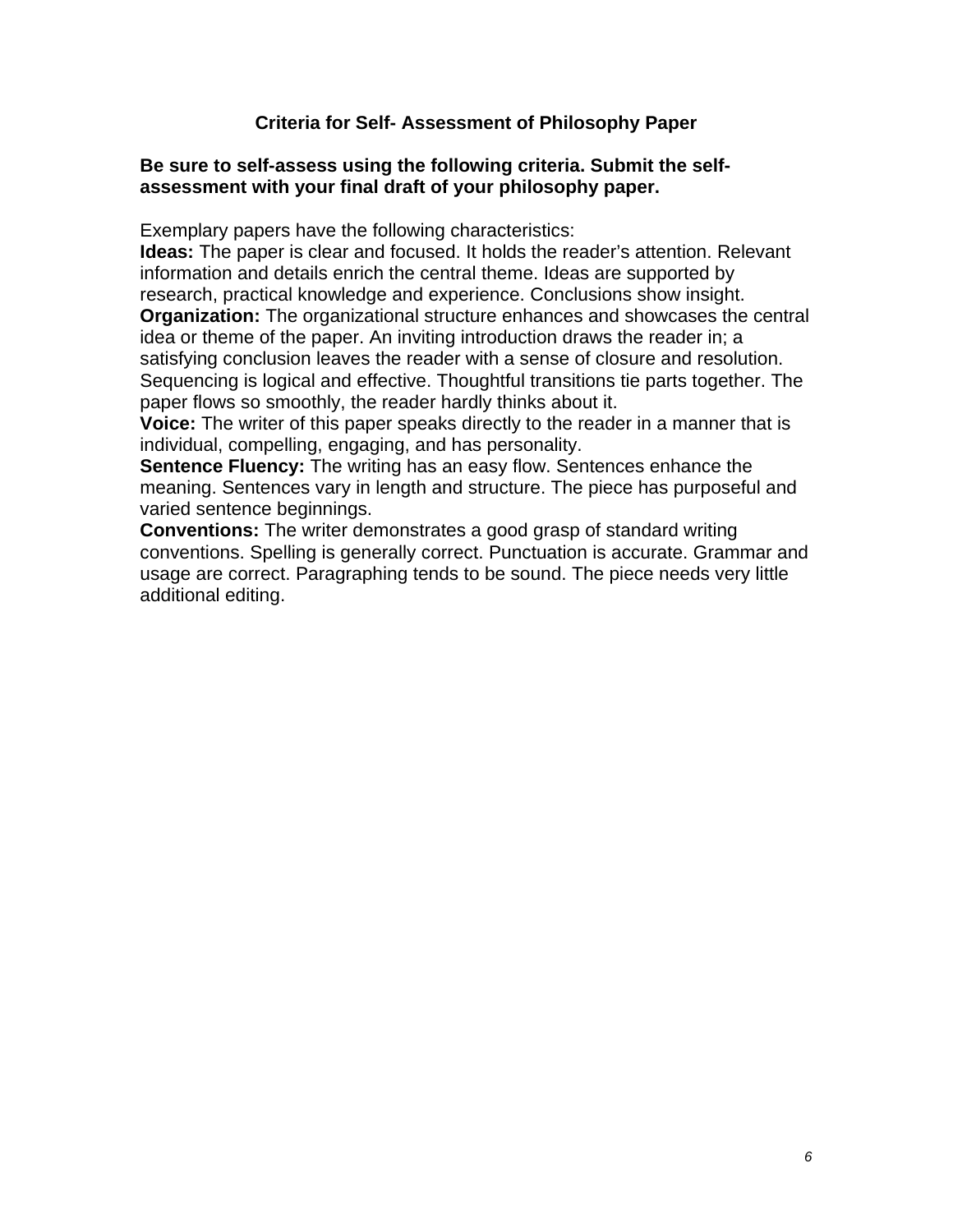## Criteria for Self- Assessment of Philosophy Paper

**Be sure to self-assess using the following criteria. Submit the self-assessment with your final draft of your philosophy paper.**

Exemplary papers have the following characteristics:

**Ideas:** The paper is clear and focused. It holds the reader's attention. Relevant information and details enrich the central theme. Ideas are supported by research, practical knowledge and experience. Conclusions show insight.

**Organization:** The organizational structure enhances and showcases the central idea or theme of the paper. An inviting introduction draws the reader in; a satisfying conclusion leaves the reader with a sense of closure and resolution. Sequencing is logical and effective. Thoughtful transitions tie parts together. The paper flows so smoothly, the reader hardly thinks about it.

**Voice:** The writer of this paper speaks directly to the reader in a manner that is individual, compelling, engaging, and has personality.

**Sentence Fluency:** The writing has an easy flow. Sentences enhance the meaning. Sentences vary in length and structure. The piece has purposeful and varied sentence beginnings.

**Conventions:** The writer demonstrates a good grasp of standard writing conventions. Spelling is generally correct. Punctuation is accurate. Grammar and usage are correct. Paragraphing tends to be sound. The piece needs very little additional editing.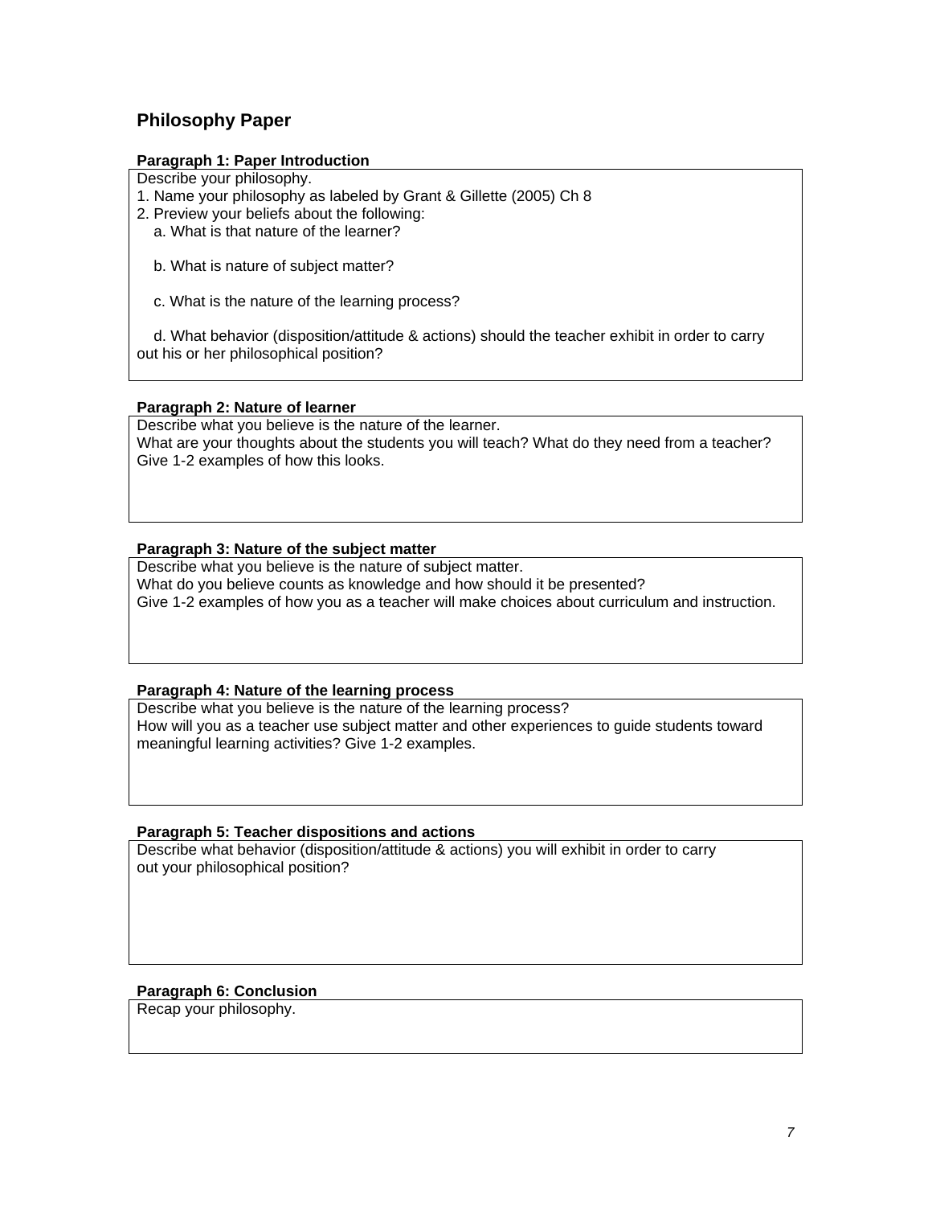## Philosophy Paper

**Paragraph 1: Paper Introduction**

Describe your philosophy.

1. Name your philosophy as labeled by Grant & Gillette (2005) Ch 8
2. Preview your beliefs about the following:
   a. What is that nature of the learner?

   b. What is nature of subject matter?

   c. What is the nature of the learning process?

   d. What behavior (disposition/attitude & actions) should the teacher exhibit in order to carry out his or her philosophical position?

**Paragraph 2: Nature of learner**

Describe what you believe is the nature of the learner.
What are your thoughts about the students you will teach? What do they need from a teacher?
Give 1-2 examples of how this looks.

**Paragraph 3: Nature of the subject matter**

Describe what you believe is the nature of subject matter.
What do you believe counts as knowledge and how should it be presented?
Give 1-2 examples of how you as a teacher will make choices about curriculum and instruction.

**Paragraph 4: Nature of the learning process**

Describe what you believe is the nature of the learning process?
How will you as a teacher use subject matter and other experiences to guide students toward meaningful learning activities? Give 1-2 examples.

**Paragraph 5: Teacher dispositions and actions**

Describe what behavior (disposition/attitude & actions) you will exhibit in order to carry out your philosophical position?

**Paragraph 6: Conclusion**

Recap your philosophy.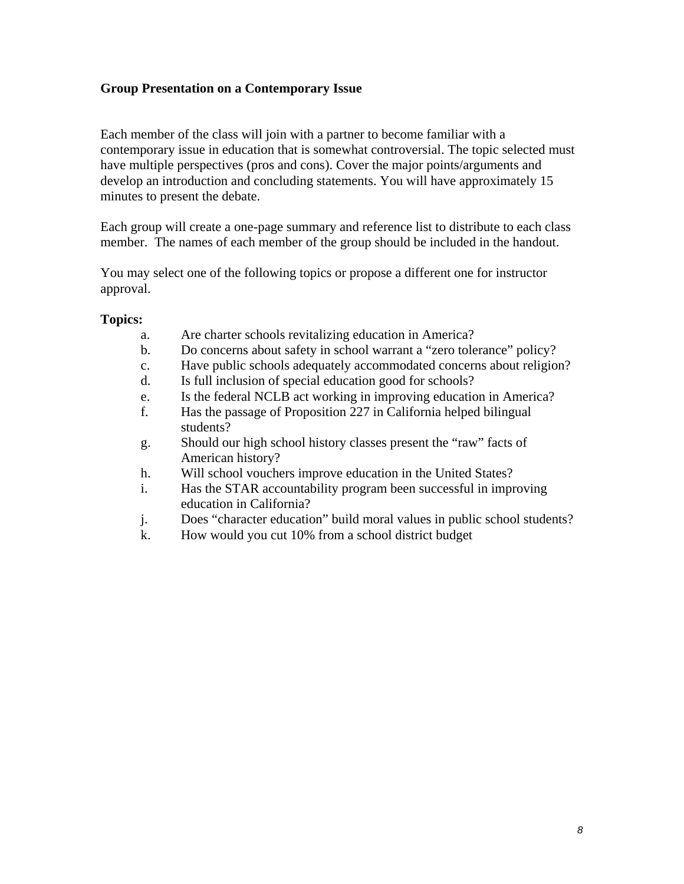**Group Presentation on a Contemporary Issue**

Each member of the class will join with a partner to become familiar with a contemporary issue in education that is somewhat controversial. The topic selected must have multiple perspectives (pros and cons). Cover the major points/arguments and develop an introduction and concluding statements. You will have approximately 15 minutes to present the debate.

Each group will create a one-page summary and reference list to distribute to each class member. The names of each member of the group should be included in the handout.

You may select one of the following topics or propose a different one for instructor approval.

**Topics:**

a. Are charter schools revitalizing education in America?
b. Do concerns about safety in school warrant a "zero tolerance" policy?
c. Have public schools adequately accommodated concerns about religion?
d. Is full inclusion of special education good for schools?
e. Is the federal NCLB act working in improving education in America?
f. Has the passage of Proposition 227 in California helped bilingual students?
g. Should our high school history classes present the "raw" facts of American history?
h. Will school vouchers improve education in the United States?
i. Has the STAR accountability program been successful in improving education in California?
j. Does "character education" build moral values in public school students?
k. How would you cut 10% from a school district budget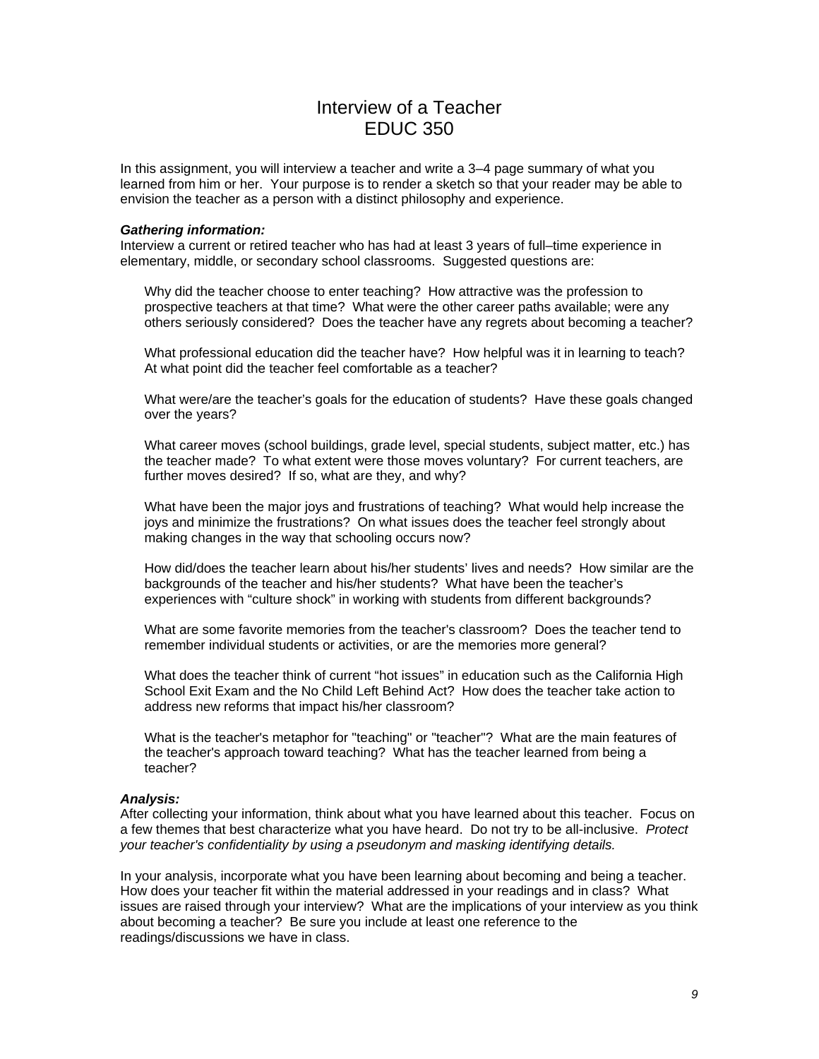# Interview of a Teacher
# EDUC 350

In this assignment, you will interview a teacher and write a 3–4 page summary of what you learned from him or her. Your purpose is to render a sketch so that your reader may be able to envision the teacher as a person with a distinct philosophy and experience.

***Gathering information:***
Interview a current or retired teacher who has had at least 3 years of full–time experience in elementary, middle, or secondary school classrooms. Suggested questions are:

Why did the teacher choose to enter teaching? How attractive was the profession to prospective teachers at that time? What were the other career paths available; were any others seriously considered? Does the teacher have any regrets about becoming a teacher?

What professional education did the teacher have? How helpful was it in learning to teach? At what point did the teacher feel comfortable as a teacher?

What were/are the teacher's goals for the education of students? Have these goals changed over the years?

What career moves (school buildings, grade level, special students, subject matter, etc.) has the teacher made? To what extent were those moves voluntary? For current teachers, are further moves desired? If so, what are they, and why?

What have been the major joys and frustrations of teaching? What would help increase the joys and minimize the frustrations? On what issues does the teacher feel strongly about making changes in the way that schooling occurs now?

How did/does the teacher learn about his/her students' lives and needs? How similar are the backgrounds of the teacher and his/her students? What have been the teacher's experiences with "culture shock" in working with students from different backgrounds?

What are some favorite memories from the teacher's classroom? Does the teacher tend to remember individual students or activities, or are the memories more general?

What does the teacher think of current "hot issues" in education such as the California High School Exit Exam and the No Child Left Behind Act? How does the teacher take action to address new reforms that impact his/her classroom?

What is the teacher's metaphor for "teaching" or "teacher"? What are the main features of the teacher's approach toward teaching? What has the teacher learned from being a teacher?

***Analysis:***
After collecting your information, think about what you have learned about this teacher. Focus on a few themes that best characterize what you have heard. Do not try to be all-inclusive. *Protect your teacher's confidentiality by using a pseudonym and masking identifying details.*

In your analysis, incorporate what you have been learning about becoming and being a teacher. How does your teacher fit within the material addressed in your readings and in class? What issues are raised through your interview? What are the implications of your interview as you think about becoming a teacher? Be sure you include at least one reference to the readings/discussions we have in class.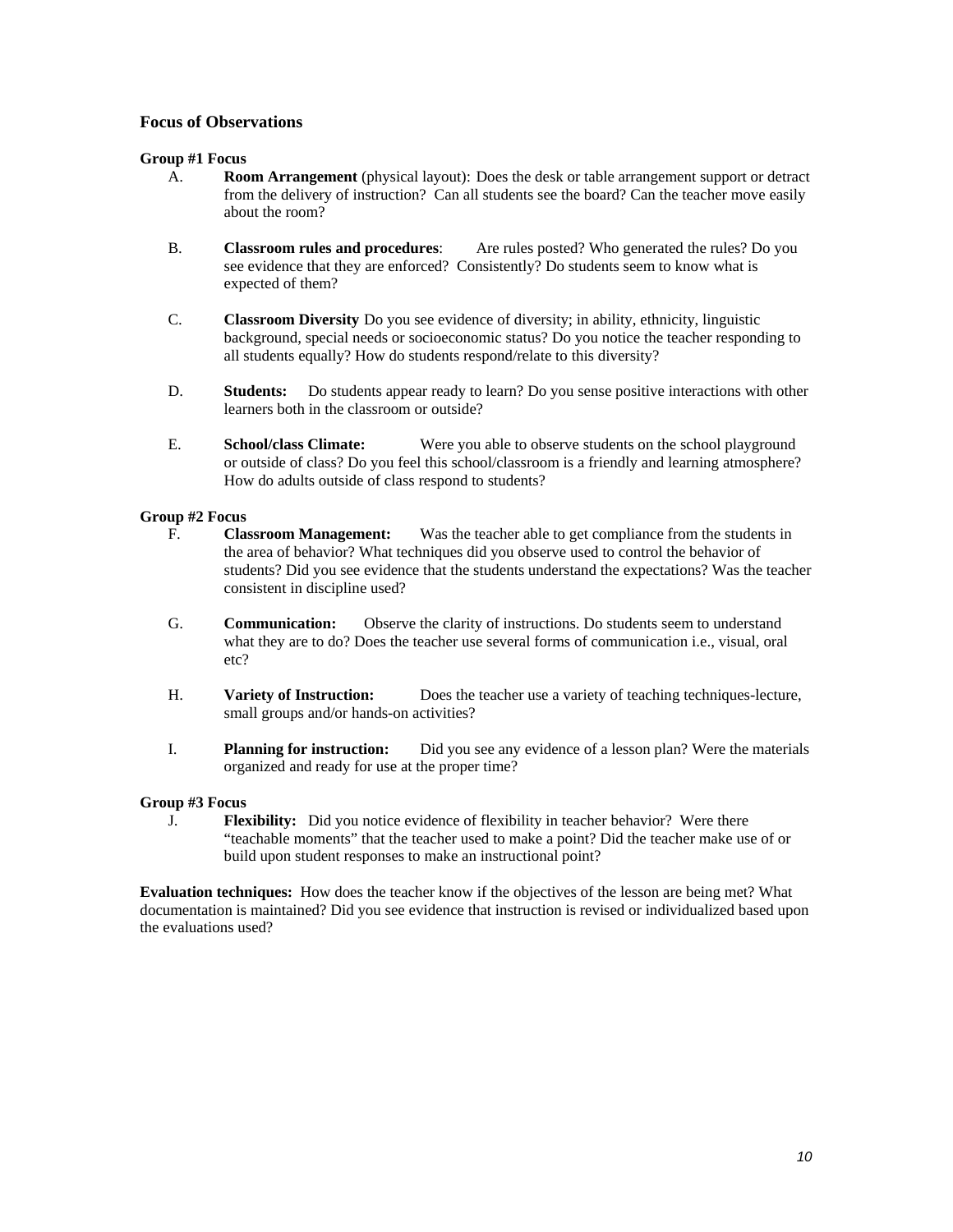### Focus of Observations

**Group #1 Focus**

A. **Room Arrangement** (physical layout): Does the desk or table arrangement support or detract from the delivery of instruction? Can all students see the board? Can the teacher move easily about the room?

B. **Classroom rules and procedures**: Are rules posted? Who generated the rules? Do you see evidence that they are enforced? Consistently? Do students seem to know what is expected of them?

C. **Classroom Diversity** Do you see evidence of diversity; in ability, ethnicity, linguistic background, special needs or socioeconomic status? Do you notice the teacher responding to all students equally? How do students respond/relate to this diversity?

D. **Students:** Do students appear ready to learn? Do you sense positive interactions with other learners both in the classroom or outside?

E. **School/class Climate:** Were you able to observe students on the school playground or outside of class? Do you feel this school/classroom is a friendly and learning atmosphere? How do adults outside of class respond to students?

**Group #2 Focus**

F. **Classroom Management:** Was the teacher able to get compliance from the students in the area of behavior? What techniques did you observe used to control the behavior of students? Did you see evidence that the students understand the expectations? Was the teacher consistent in discipline used?

G. **Communication:** Observe the clarity of instructions. Do students seem to understand what they are to do? Does the teacher use several forms of communication i.e., visual, oral etc?

H. **Variety of Instruction:** Does the teacher use a variety of teaching techniques-lecture, small groups and/or hands-on activities?

I. **Planning for instruction:** Did you see any evidence of a lesson plan? Were the materials organized and ready for use at the proper time?

**Group #3 Focus**

J. **Flexibility:** Did you notice evidence of flexibility in teacher behavior? Were there "teachable moments" that the teacher used to make a point? Did the teacher make use of or build upon student responses to make an instructional point?

**Evaluation techniques:** How does the teacher know if the objectives of the lesson are being met? What documentation is maintained? Did you see evidence that instruction is revised or individualized based upon the evaluations used?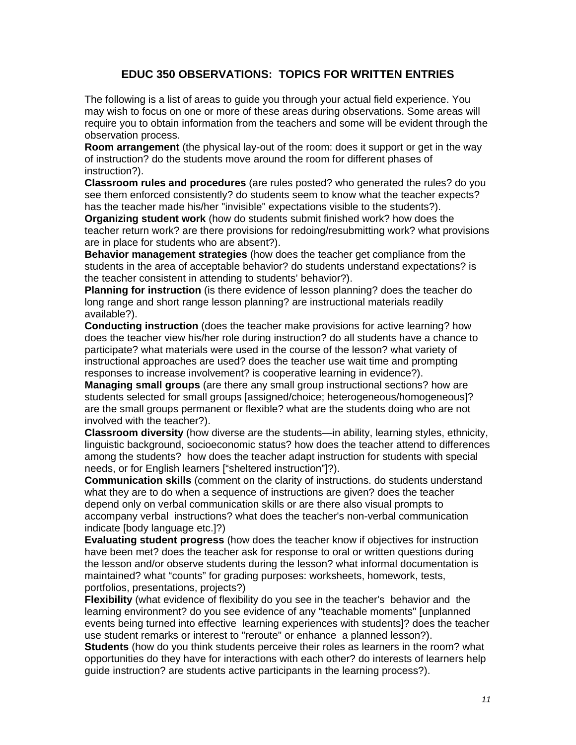## EDUC 350 OBSERVATIONS: TOPICS FOR WRITTEN ENTRIES

The following is a list of areas to guide you through your actual field experience. You may wish to focus on one or more of these areas during observations. Some areas will require you to obtain information from the teachers and some will be evident through the observation process.

**Room arrangement** (the physical lay-out of the room: does it support or get in the way of instruction? do the students move around the room for different phases of instruction?).

**Classroom rules and procedures** (are rules posted? who generated the rules? do you see them enforced consistently? do students seem to know what the teacher expects? has the teacher made his/her "invisible" expectations visible to the students?).

**Organizing student work** (how do students submit finished work? how does the teacher return work? are there provisions for redoing/resubmitting work? what provisions are in place for students who are absent?).

**Behavior management strategies** (how does the teacher get compliance from the students in the area of acceptable behavior? do students understand expectations? is the teacher consistent in attending to students' behavior?).

**Planning for instruction** (is there evidence of lesson planning? does the teacher do long range and short range lesson planning? are instructional materials readily available?).

**Conducting instruction** (does the teacher make provisions for active learning? how does the teacher view his/her role during instruction? do all students have a chance to participate? what materials were used in the course of the lesson? what variety of instructional approaches are used? does the teacher use wait time and prompting responses to increase involvement? is cooperative learning in evidence?).

**Managing small groups** (are there any small group instructional sections? how are students selected for small groups [assigned/choice; heterogeneous/homogeneous]? are the small groups permanent or flexible? what are the students doing who are not involved with the teacher?).

**Classroom diversity** (how diverse are the students—in ability, learning styles, ethnicity, linguistic background, socioeconomic status? how does the teacher attend to differences among the students? how does the teacher adapt instruction for students with special needs, or for English learners ["sheltered instruction"]?).

**Communication skills** (comment on the clarity of instructions. do students understand what they are to do when a sequence of instructions are given? does the teacher depend only on verbal communication skills or are there also visual prompts to accompany verbal instructions? what does the teacher's non-verbal communication indicate [body language etc.]?)

**Evaluating student progress** (how does the teacher know if objectives for instruction have been met? does the teacher ask for response to oral or written questions during the lesson and/or observe students during the lesson? what informal documentation is maintained? what "counts" for grading purposes: worksheets, homework, tests, portfolios, presentations, projects?)

**Flexibility** (what evidence of flexibility do you see in the teacher's behavior and the learning environment? do you see evidence of any "teachable moments" [unplanned events being turned into effective learning experiences with students]? does the teacher use student remarks or interest to "reroute" or enhance a planned lesson?).

**Students** (how do you think students perceive their roles as learners in the room? what opportunities do they have for interactions with each other? do interests of learners help guide instruction? are students active participants in the learning process?).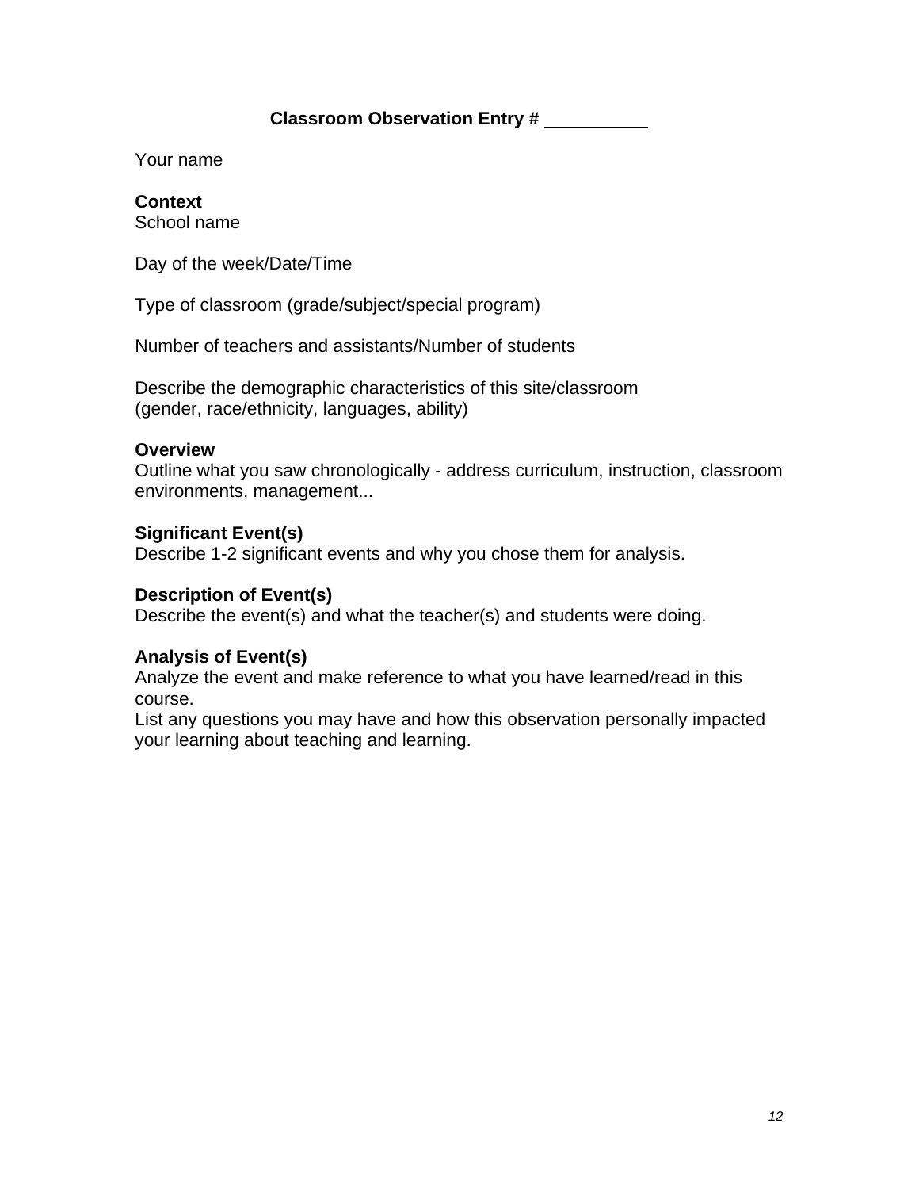## Classroom Observation Entry # __________

Your name

**Context**
School name

Day of the week/Date/Time

Type of classroom (grade/subject/special program)

Number of teachers and assistants/Number of students

Describe the demographic characteristics of this site/classroom
(gender, race/ethnicity, languages, ability)

**Overview**
Outline what you saw chronologically - address curriculum, instruction, classroom environments, management...

**Significant Event(s)**
Describe 1-2 significant events and why you chose them for analysis.

**Description of Event(s)**
Describe the event(s) and what the teacher(s) and students were doing.

**Analysis of Event(s)**
Analyze the event and make reference to what you have learned/read in this course.
List any questions you may have and how this observation personally impacted your learning about teaching and learning.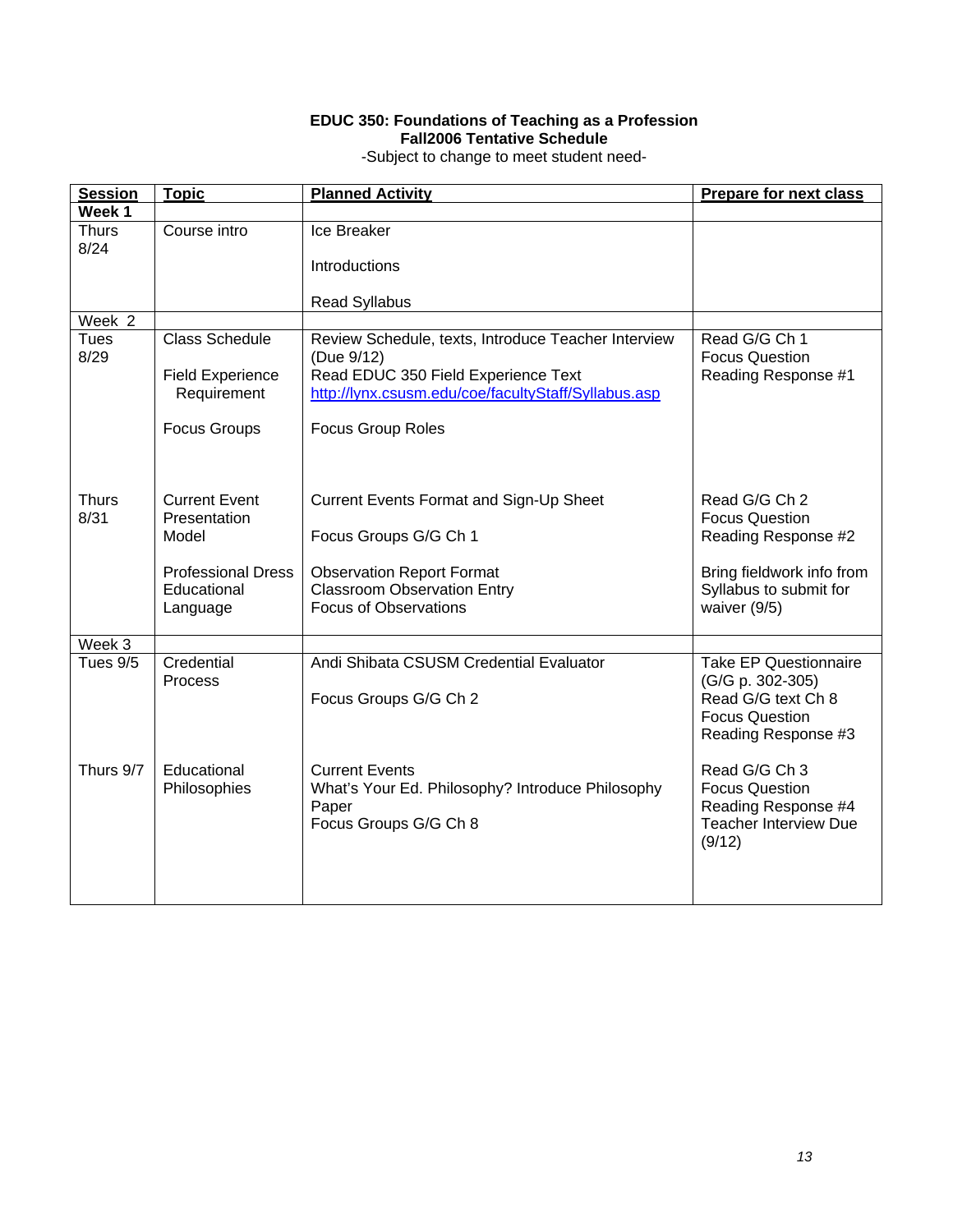**EDUC 350: Foundations of Teaching as a Profession**
**Fall2006 Tentative Schedule**
-Subject to change to meet student need-

| Session | Topic | Planned Activity | Prepare for next class |
|---|---|---|---|
| **Week 1** | | | |
| Thurs 8/24 | Course intro | Ice Breaker<br><br>Introductions<br><br>Read Syllabus | |
| Week 2 | | | |
| Tues 8/29 | Class Schedule<br><br>Field Experience Requirement<br><br>Focus Groups | Review Schedule, texts, Introduce Teacher Interview (Due 9/12)<br>Read EDUC 350 Field Experience Text<br>http://lynx.csusm.edu/coe/facultyStaff/Syllabus.asp<br><br>Focus Group Roles | Read G/G Ch 1<br>Focus Question<br>Reading Response #1 |
| Thurs 8/31 | Current Event Presentation Model<br><br>Professional Dress Educational Language | Current Events Format and Sign-Up Sheet<br><br>Focus Groups G/G Ch 1<br><br>Observation Report Format<br>Classroom Observation Entry<br>Focus of Observations | Read G/G Ch 2<br>Focus Question<br>Reading Response #2<br><br>Bring fieldwork info from Syllabus to submit for waiver (9/5) |
| Week 3 | | | |
| Tues 9/5 | Credential Process | Andi Shibata CSUSM Credential Evaluator<br><br>Focus Groups G/G Ch 2 | Take EP Questionnaire (G/G p. 302-305)<br>Read G/G text Ch 8<br>Focus Question<br>Reading Response #3 |
| Thurs 9/7 | Educational Philosophies | Current Events<br>What's Your Ed. Philosophy? Introduce Philosophy Paper<br>Focus Groups G/G Ch 8 | Read G/G Ch 3<br>Focus Question<br>Reading Response #4<br>Teacher Interview Due (9/12) |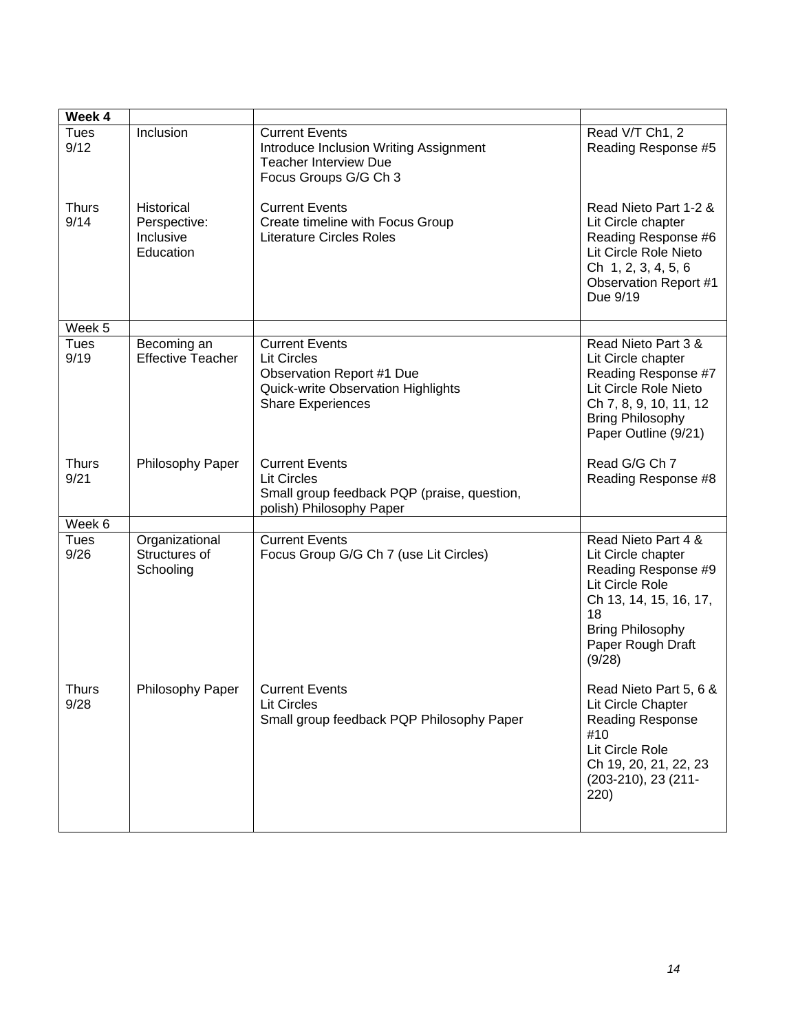| **Week 4** | | | |
|---|---|---|---|
| Tues 9/12 | Inclusion | Current Events<br>Introduce Inclusion Writing Assignment<br>Teacher Interview Due<br>Focus Groups G/G Ch 3 | Read V/T Ch1, 2<br>Reading Response #5 |
| Thurs 9/14 | Historical Perspective: Inclusive Education | Current Events<br>Create timeline with Focus Group<br>Literature Circles Roles | Read Nieto Part 1-2 & Lit Circle chapter<br>Reading Response #6<br>Lit Circle Role Nieto Ch 1, 2, 3, 4, 5, 6<br>Observation Report #1 Due 9/19 |
| Week 5 | | | |
| Tues 9/19 | Becoming an Effective Teacher | Current Events<br>Lit Circles<br>Observation Report #1 Due<br>Quick-write Observation Highlights<br>Share Experiences | Read Nieto Part 3 & Lit Circle chapter<br>Reading Response #7<br>Lit Circle Role Nieto Ch 7, 8, 9, 10, 11, 12<br>Bring Philosophy Paper Outline (9/21) |
| Thurs 9/21 | Philosophy Paper | Current Events<br>Lit Circles<br>Small group feedback PQP (praise, question, polish) Philosophy Paper | Read G/G Ch 7<br>Reading Response #8 |
| Week 6 | | | |
| Tues 9/26 | Organizational Structures of Schooling | Current Events<br>Focus Group G/G Ch 7 (use Lit Circles) | Read Nieto Part 4 & Lit Circle chapter<br>Reading Response #9<br>Lit Circle Role<br>Ch 13, 14, 15, 16, 17, 18<br>Bring Philosophy Paper Rough Draft (9/28) |
| Thurs 9/28 | Philosophy Paper | Current Events<br>Lit Circles<br>Small group feedback PQP Philosophy Paper | Read Nieto Part 5, 6 & Lit Circle Chapter<br>Reading Response #10<br>Lit Circle Role<br>Ch 19, 20, 21, 22, 23 (203-210), 23 (211-220) |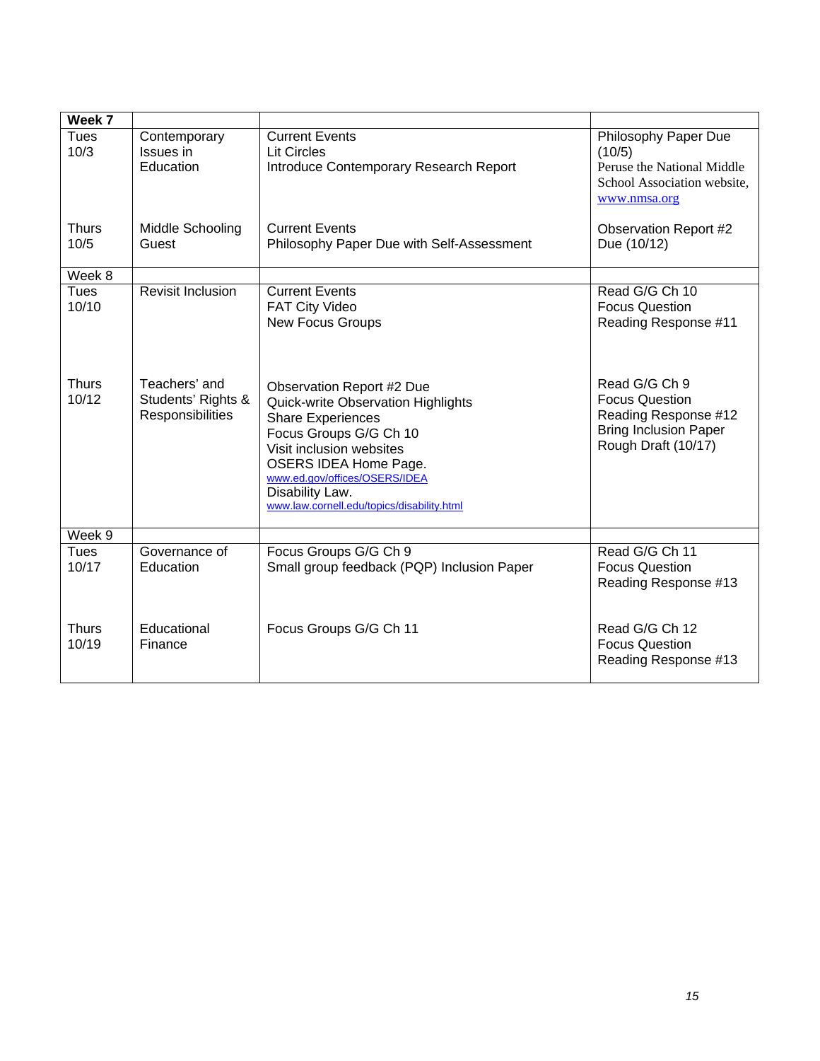| **Week 7** | | | |
|---|---|---|---|
| Tues 10/3 | Contemporary Issues in Education | Current Events<br>Lit Circles<br>Introduce Contemporary Research Report | Philosophy Paper Due (10/5)<br>Peruse the National Middle School Association website, www.nmsa.org |
| Thurs 10/5 | Middle Schooling Guest | Current Events<br>Philosophy Paper Due with Self-Assessment | Observation Report #2 Due (10/12) |
| Week 8 | | | |
| Tues 10/10 | Revisit Inclusion | Current Events<br>FAT City Video<br>New Focus Groups | Read G/G Ch 10<br>Focus Question<br>Reading Response #11 |
| Thurs 10/12 | Teachers' and Students' Rights & Responsibilities | Observation Report #2 Due<br>Quick-write Observation Highlights<br>Share Experiences<br>Focus Groups G/G Ch 10<br>Visit inclusion websites<br>OSERS IDEA Home Page.<br>www.ed.gov/offices/OSERS/IDEA<br>Disability Law.<br>www.law.cornell.edu/topics/disability.html | Read G/G Ch 9<br>Focus Question<br>Reading Response #12<br>Bring Inclusion Paper Rough Draft (10/17) |
| Week 9 | | | |
| Tues 10/17 | Governance of Education | Focus Groups G/G Ch 9<br>Small group feedback (PQP) Inclusion Paper | Read G/G Ch 11<br>Focus Question<br>Reading Response #13 |
| Thurs 10/19 | Educational Finance | Focus Groups G/G Ch 11 | Read G/G Ch 12<br>Focus Question<br>Reading Response #13 |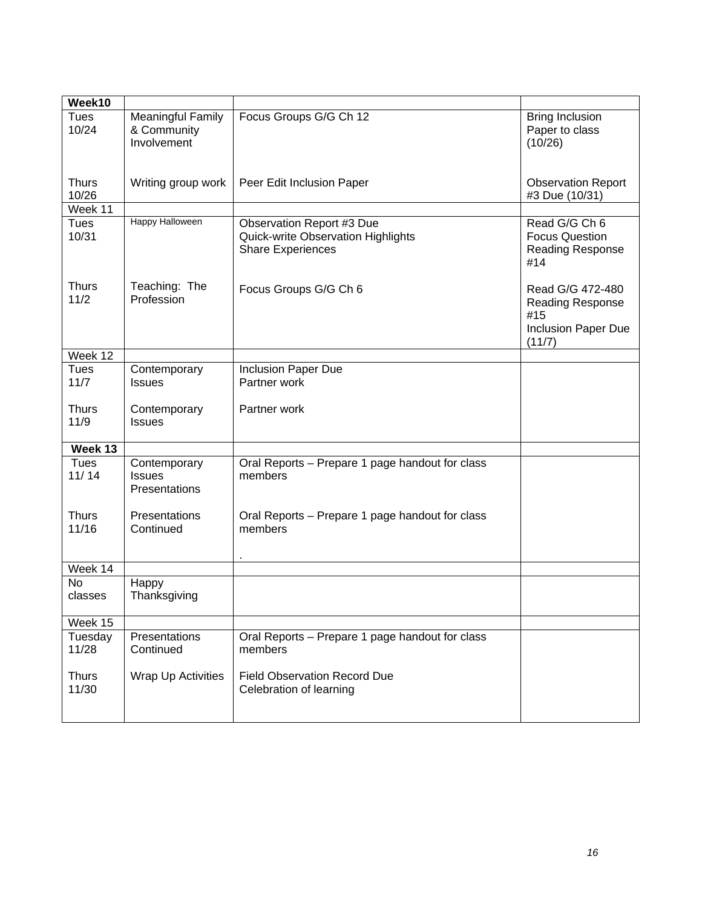| | | | |
|---|---|---|---|
| **Week10** | | | |
| Tues 10/24 | Meaningful Family & Community Involvement | Focus Groups G/G Ch 12 | Bring Inclusion Paper to class (10/26) |
| Thurs 10/26 | Writing group work | Peer Edit Inclusion Paper | Observation Report #3 Due (10/31) |
| Week 11 | | | |
| Tues 10/31 | Happy Halloween | Observation Report #3 Due<br>Quick-write Observation Highlights<br>Share Experiences | Read G/G Ch 6<br>Focus Question<br>Reading Response #14 |
| Thurs 11/2 | Teaching: The Profession | Focus Groups G/G Ch 6 | Read G/G 472-480<br>Reading Response #15<br>Inclusion Paper Due (11/7) |
| Week 12 | | | |
| Tues 11/7 | Contemporary Issues | Inclusion Paper Due<br>Partner work | |
| Thurs 11/9 | Contemporary Issues | Partner work | |
| **Week 13** | | | |
| Tues 11/ 14 | Contemporary Issues Presentations | Oral Reports – Prepare 1 page handout for class members | |
| Thurs 11/16 | Presentations Continued | Oral Reports – Prepare 1 page handout for class members<br>. | |
| Week 14 | | | |
| No classes | Happy Thanksgiving | | |
| Week 15 | | | |
| Tuesday 11/28 | Presentations Continued | Oral Reports – Prepare 1 page handout for class members | |
| Thurs 11/30 | Wrap Up Activities | Field Observation Record Due<br>Celebration of learning | |